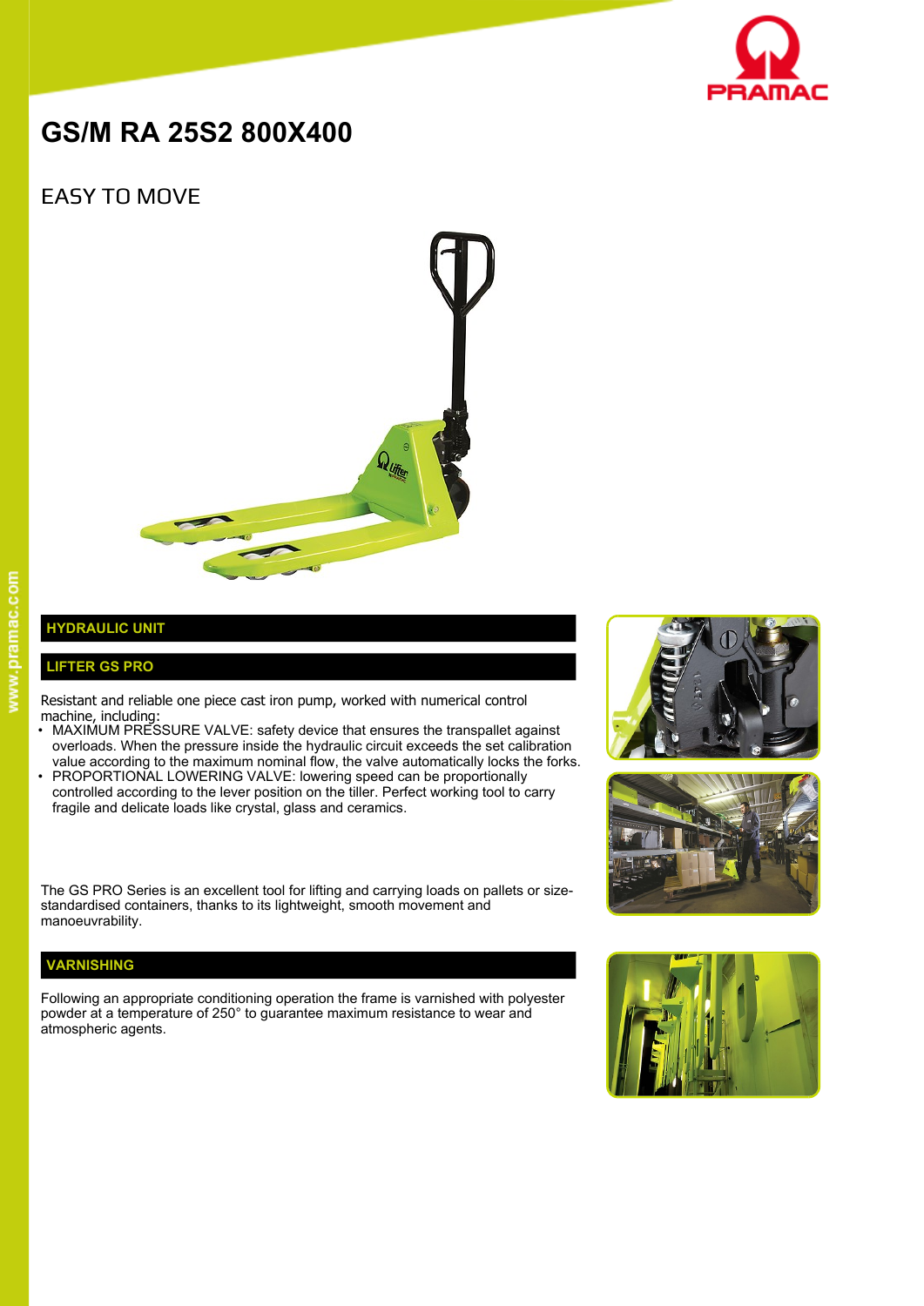# GS/M RA 25S2 800X400

## EASY TO MOVE

### HYDRAULIC UNIT

### LIFTER GS PRO

Resistant and reliable one piece cast iron pump, worked with numerical control machine, including:

- MAXIMUM PRESSURE VALVE: safety device that ensures the transpallet against overloads. When the pressure inside the hydraulic circuit exceeds the set calibration value according to the maximum nominal flow, the valve automatically locks the forks.
- PROPORTIONAL LOWERING VALVE: lowering speed can be proportionally controlled according to the lever position on the tiller. Perfect working tool to carry fragile and delicate loads like crystal, glass and ceramics.

The GS PRO Series is an excellent tool for lifting and carrying loads on pallets or size-standardised containers, thanks to its lightweight, smooth movement and manoeuvrability.

### VARNISHING

Following an appropriate conditioning operation the frame is varnished with polyester powder at a temperature of 250° to guarantee maximum resistance to wear and atmospheric agents.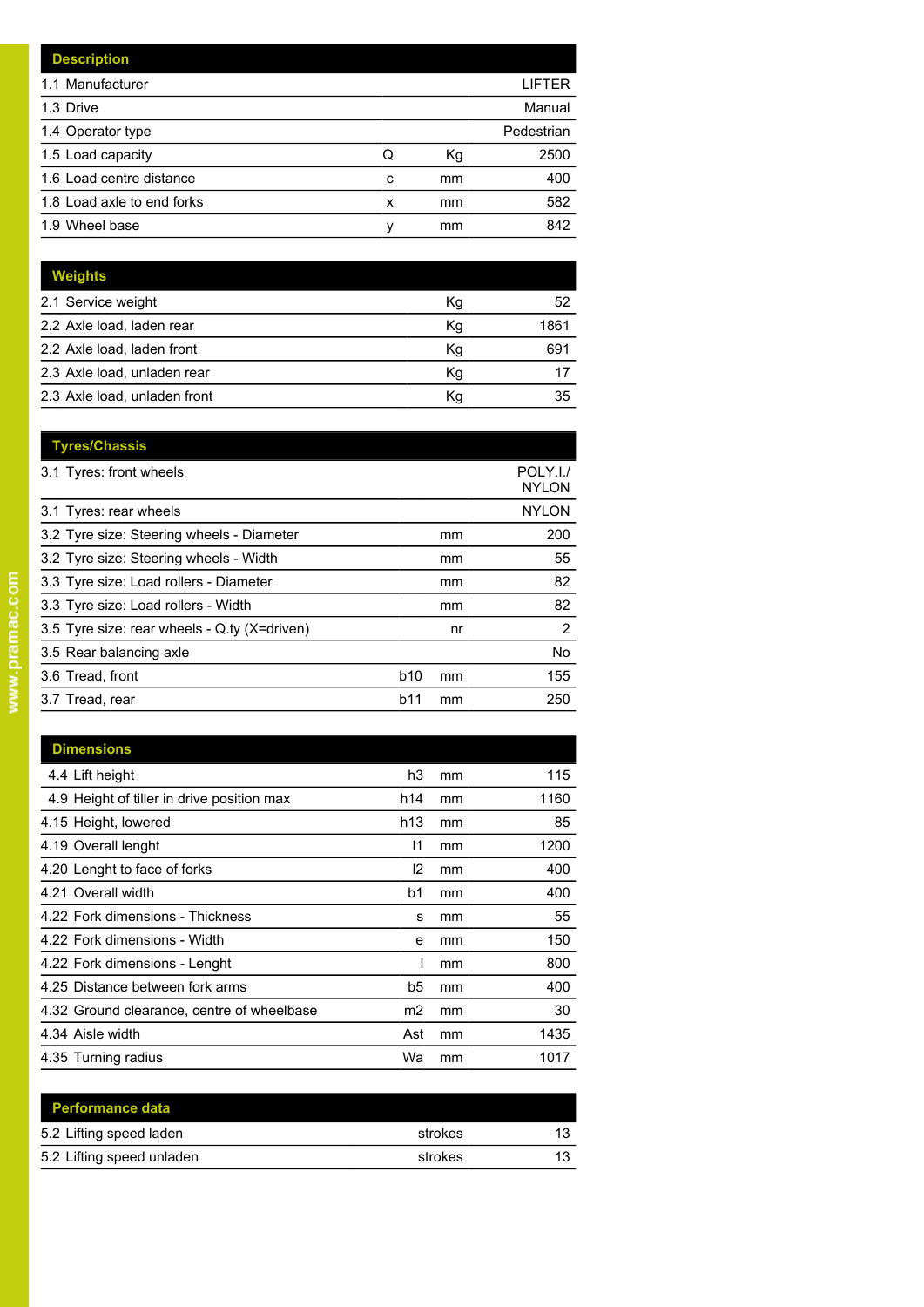| Description | | | |
|---|---|---|---|
| 1.1 Manufacturer | | | LIFTER |
| 1.3 Drive | | | Manual |
| 1.4 Operator type | | | Pedestrian |
| 1.5 Load capacity | Q | Kg | 2500 |
| 1.6 Load centre distance | c | mm | 400 |
| 1.8 Load axle to end forks | x | mm | 582 |
| 1.9 Wheel base | y | mm | 842 |

| Weights | | |
|---|---|---|
| 2.1 Service weight | Kg | 52 |
| 2.2 Axle load, laden rear | Kg | 1861 |
| 2.2 Axle load, laden front | Kg | 691 |
| 2.3 Axle load, unladen rear | Kg | 17 |
| 2.3 Axle load, unladen front | Kg | 35 |

| Tyres/Chassis | | | |
|---|---|---|---|
| 3.1 Tyres: front wheels | | | POLY.I./ NYLON |
| 3.1 Tyres: rear wheels | | | NYLON |
| 3.2 Tyre size: Steering wheels - Diameter | | mm | 200 |
| 3.2 Tyre size: Steering wheels - Width | | mm | 55 |
| 3.3 Tyre size: Load rollers - Diameter | | mm | 82 |
| 3.3 Tyre size: Load rollers - Width | | mm | 82 |
| 3.5 Tyre size: rear wheels - Q.ty (X=driven) | | nr | 2 |
| 3.5 Rear balancing axle | | | No |
| 3.6 Tread, front | b10 | mm | 155 |
| 3.7 Tread, rear | b11 | mm | 250 |

| Dimensions | | | |
|---|---|---|---|
| 4.4 Lift height | h3 | mm | 115 |
| 4.9 Height of tiller in drive position max | h14 | mm | 1160 |
| 4.15 Height, lowered | h13 | mm | 85 |
| 4.19 Overall lenght | l1 | mm | 1200 |
| 4.20 Lenght to face of forks | l2 | mm | 400 |
| 4.21 Overall width | b1 | mm | 400 |
| 4.22 Fork dimensions - Thickness | s | mm | 55 |
| 4.22 Fork dimensions - Width | e | mm | 150 |
| 4.22 Fork dimensions - Lenght | l | mm | 800 |
| 4.25 Distance between fork arms | b5 | mm | 400 |
| 4.32 Ground clearance, centre of wheelbase | m2 | mm | 30 |
| 4.34 Aisle width | Ast | mm | 1435 |
| 4.35 Turning radius | Wa | mm | 1017 |

| Performance data | | |
|---|---|---|
| 5.2 Lifting speed laden | strokes | 13 |
| 5.2 Lifting speed unladen | strokes | 13 |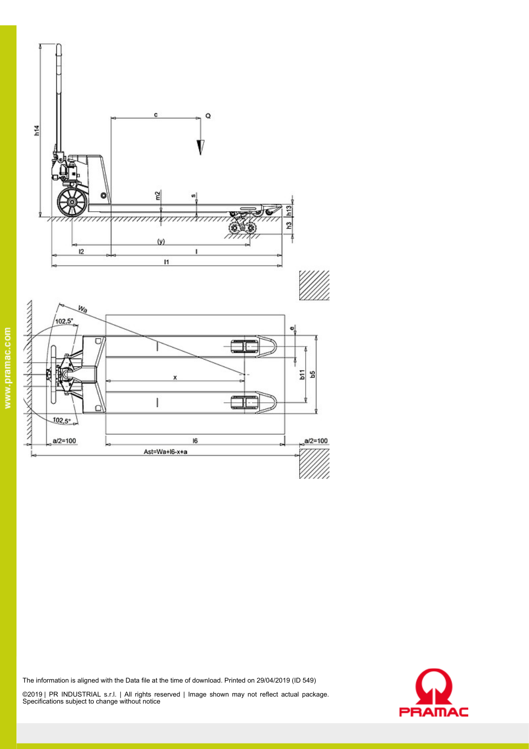h14

c

Q

m2

s

h13

h3

(y)

l2

l

l1

Wa

102,5°

e

x

b11

b5

102,5°

a/2=100

l6

a/2=100

Ast=Wa+l6-x+a

The information is aligned with the Data file at the time of download. Printed on 29/04/2019 (ID 549)

©2019 | PR INDUSTRIAL s.r.l. | All rights reserved | Image shown may not reflect actual package. Specifications subject to change without notice